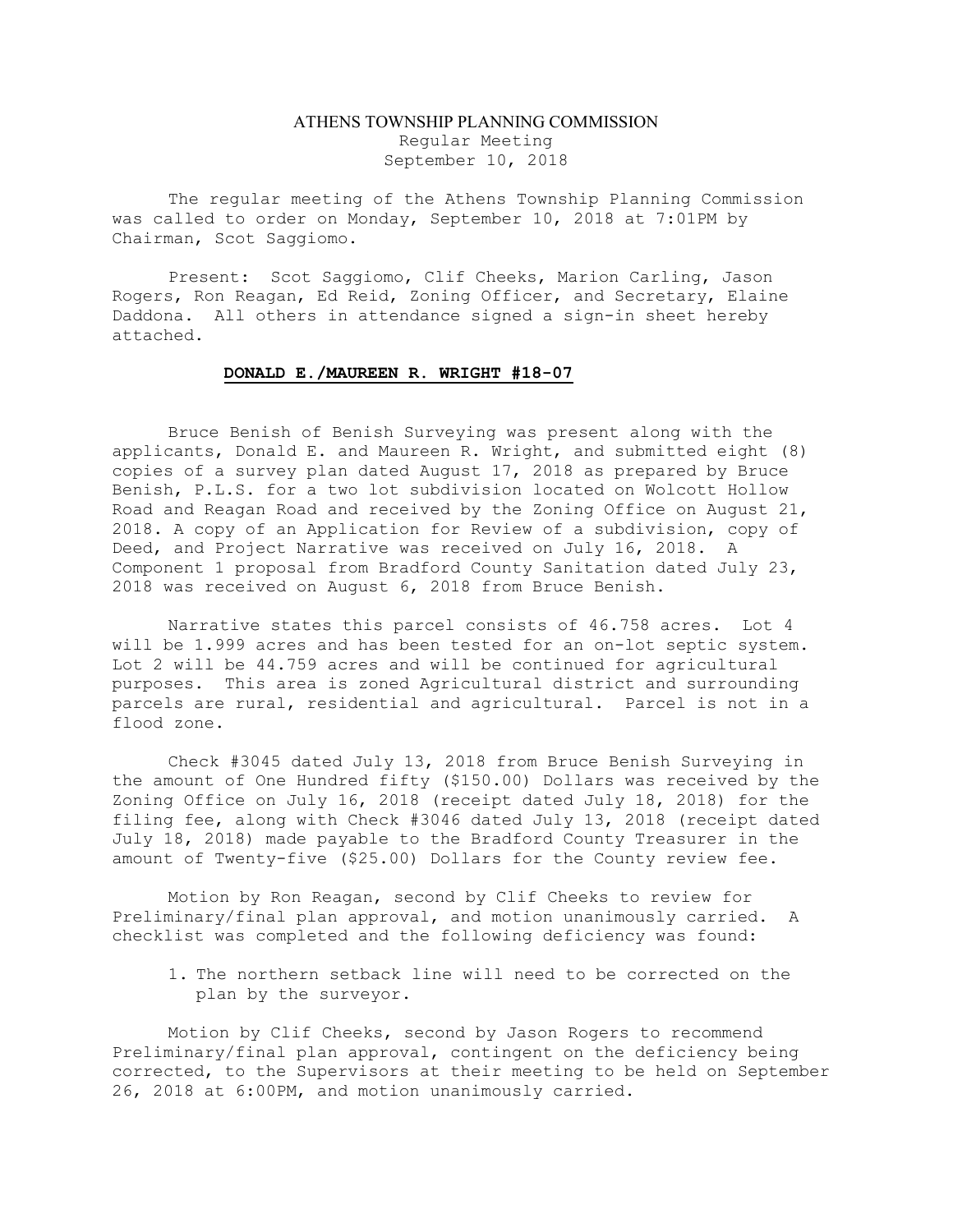# ATHENS TOWNSHIP PLANNING COMMISSION

Regular Meeting
September 10, 2018

The regular meeting of the Athens Township Planning Commission was called to order on Monday, September 10, 2018 at 7:01PM by Chairman, Scot Saggiomo.

Present: Scot Saggiomo, Clif Cheeks, Marion Carling, Jason Rogers, Ron Reagan, Ed Reid, Zoning Officer, and Secretary, Elaine Daddona. All others in attendance signed a sign-in sheet hereby attached.

## DONALD E./MAUREEN R. WRIGHT #18-07

Bruce Benish of Benish Surveying was present along with the applicants, Donald E. and Maureen R. Wright, and submitted eight (8) copies of a survey plan dated August 17, 2018 as prepared by Bruce Benish, P.L.S. for a two lot subdivision located on Wolcott Hollow Road and Reagan Road and received by the Zoning Office on August 21, 2018. A copy of an Application for Review of a subdivision, copy of Deed, and Project Narrative was received on July 16, 2018. A Component 1 proposal from Bradford County Sanitation dated July 23, 2018 was received on August 6, 2018 from Bruce Benish.

Narrative states this parcel consists of 46.758 acres. Lot 4 will be 1.999 acres and has been tested for an on-lot septic system. Lot 2 will be 44.759 acres and will be continued for agricultural purposes. This area is zoned Agricultural district and surrounding parcels are rural, residential and agricultural. Parcel is not in a flood zone.

Check #3045 dated July 13, 2018 from Bruce Benish Surveying in the amount of One Hundred fifty ($150.00) Dollars was received by the Zoning Office on July 16, 2018 (receipt dated July 18, 2018) for the filing fee, along with Check #3046 dated July 13, 2018 (receipt dated July 18, 2018) made payable to the Bradford County Treasurer in the amount of Twenty-five ($25.00) Dollars for the County review fee.

Motion by Ron Reagan, second by Clif Cheeks to review for Preliminary/final plan approval, and motion unanimously carried. A checklist was completed and the following deficiency was found:

1. The northern setback line will need to be corrected on the plan by the surveyor.

Motion by Clif Cheeks, second by Jason Rogers to recommend Preliminary/final plan approval, contingent on the deficiency being corrected, to the Supervisors at their meeting to be held on September 26, 2018 at 6:00PM, and motion unanimously carried.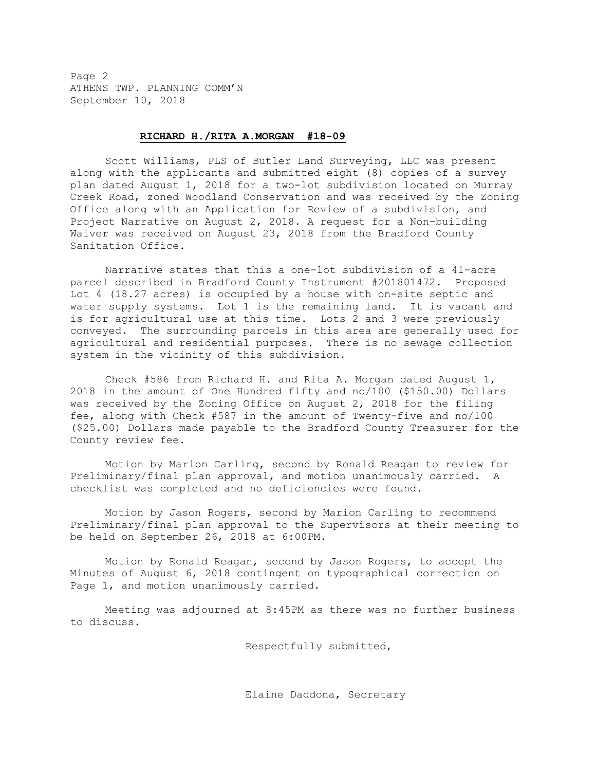**RICHARD H./RITA A.MORGAN #18-09**

Scott Williams, PLS of Butler Land Surveying, LLC was present along with the applicants and submitted eight (8) copies of a survey plan dated August 1, 2018 for a two-lot subdivision located on Murray Creek Road, zoned Woodland Conservation and was received by the Zoning Office along with an Application for Review of a subdivision, and Project Narrative on August 2, 2018. A request for a Non-building Waiver was received on August 23, 2018 from the Bradford County Sanitation Office.

Narrative states that this a one-lot subdivision of a 41-acre parcel described in Bradford County Instrument #201801472. Proposed Lot 4 (18.27 acres) is occupied by a house with on-site septic and water supply systems. Lot 1 is the remaining land. It is vacant and is for agricultural use at this time. Lots 2 and 3 were previously conveyed. The surrounding parcels in this area are generally used for agricultural and residential purposes. There is no sewage collection system in the vicinity of this subdivision.

Check #586 from Richard H. and Rita A. Morgan dated August 1, 2018 in the amount of One Hundred fifty and no/100 ($150.00) Dollars was received by the Zoning Office on August 2, 2018 for the filing fee, along with Check #587 in the amount of Twenty-five and no/100 ($25.00) Dollars made payable to the Bradford County Treasurer for the County review fee.

Motion by Marion Carling, second by Ronald Reagan to review for Preliminary/final plan approval, and motion unanimously carried. A checklist was completed and no deficiencies were found.

Motion by Jason Rogers, second by Marion Carling to recommend Preliminary/final plan approval to the Supervisors at their meeting to be held on September 26, 2018 at 6:00PM.

Motion by Ronald Reagan, second by Jason Rogers, to accept the Minutes of August 6, 2018 contingent on typographical correction on Page 1, and motion unanimously carried.

Meeting was adjourned at 8:45PM as there was no further business to discuss.

Respectfully submitted,

Elaine Daddona, Secretary